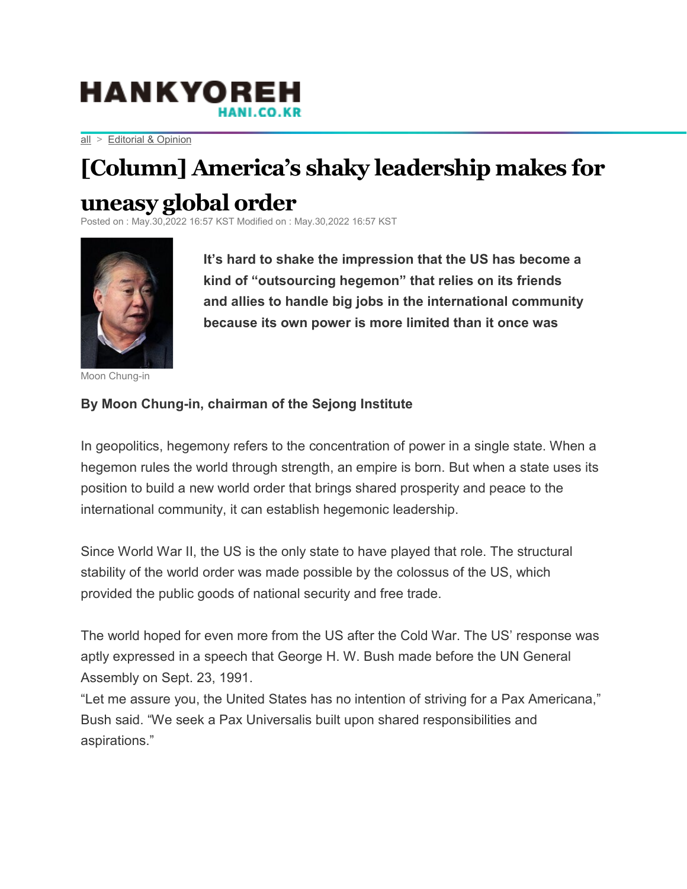HANKYOREH
HANI.CO.KR

all > Editorial & Opinion

# [Column] America's shaky leadership makes for uneasy global order

Posted on : May.30,2022 16:57 KST Modified on : May.30,2022 16:57 KST

**It's hard to shake the impression that the US has become a kind of "outsourcing hegemon" that relies on its friends and allies to handle big jobs in the international community because its own power is more limited than it once was**

Moon Chung-in

**By Moon Chung-in, chairman of the Sejong Institute**

In geopolitics, hegemony refers to the concentration of power in a single state. When a hegemon rules the world through strength, an empire is born. But when a state uses its position to build a new world order that brings shared prosperity and peace to the international community, it can establish hegemonic leadership.

Since World War II, the US is the only state to have played that role. The structural stability of the world order was made possible by the colossus of the US, which provided the public goods of national security and free trade.

The world hoped for even more from the US after the Cold War. The US' response was aptly expressed in a speech that George H. W. Bush made before the UN General Assembly on Sept. 23, 1991.
"Let me assure you, the United States has no intention of striving for a Pax Americana," Bush said. "We seek a Pax Universalis built upon shared responsibilities and aspirations."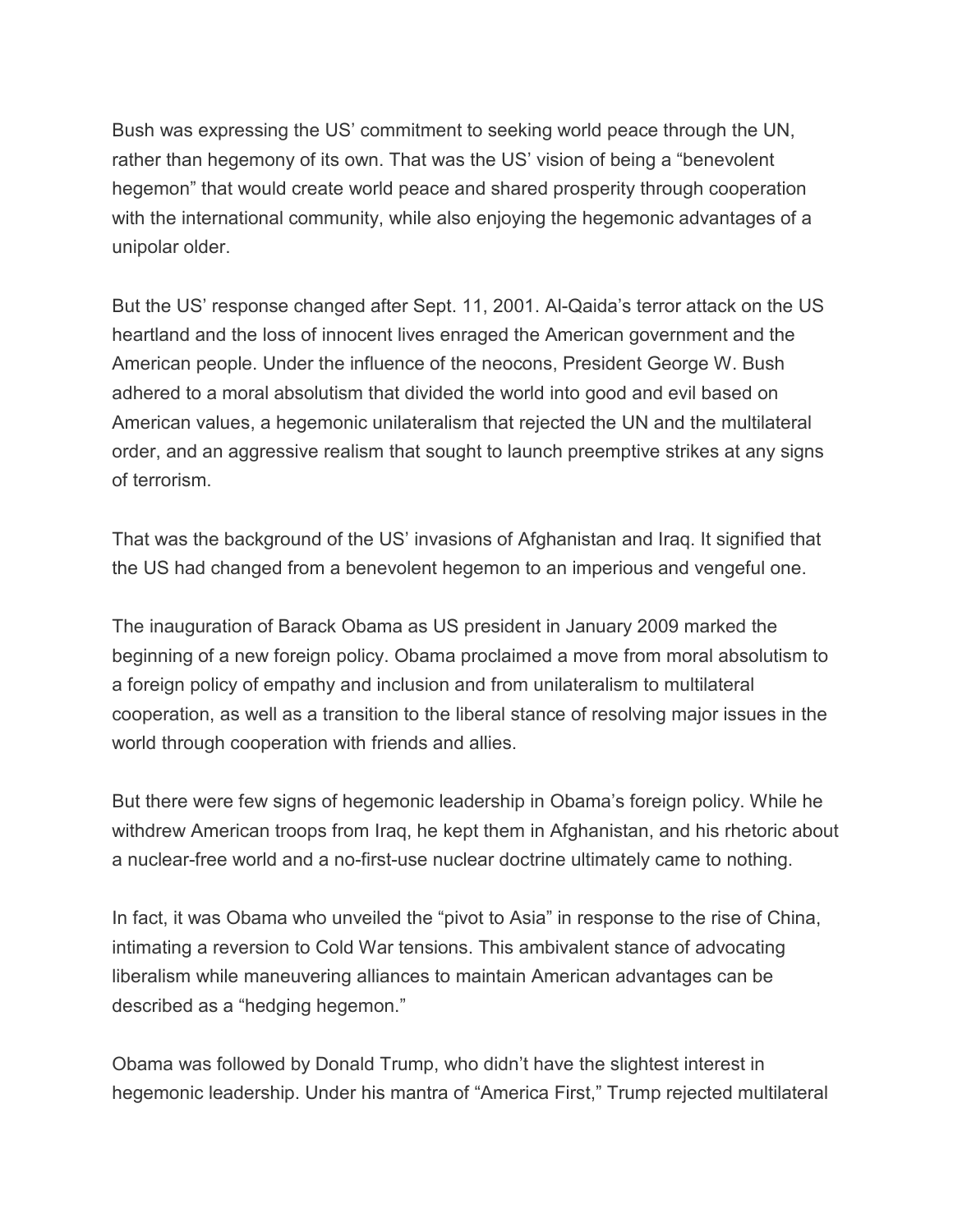Bush was expressing the US' commitment to seeking world peace through the UN, rather than hegemony of its own. That was the US' vision of being a "benevolent hegemon" that would create world peace and shared prosperity through cooperation with the international community, while also enjoying the hegemonic advantages of a unipolar older.

But the US' response changed after Sept. 11, 2001. Al-Qaida's terror attack on the US heartland and the loss of innocent lives enraged the American government and the American people. Under the influence of the neocons, President George W. Bush adhered to a moral absolutism that divided the world into good and evil based on American values, a hegemonic unilateralism that rejected the UN and the multilateral order, and an aggressive realism that sought to launch preemptive strikes at any signs of terrorism.

That was the background of the US' invasions of Afghanistan and Iraq. It signified that the US had changed from a benevolent hegemon to an imperious and vengeful one.

The inauguration of Barack Obama as US president in January 2009 marked the beginning of a new foreign policy. Obama proclaimed a move from moral absolutism to a foreign policy of empathy and inclusion and from unilateralism to multilateral cooperation, as well as a transition to the liberal stance of resolving major issues in the world through cooperation with friends and allies.

But there were few signs of hegemonic leadership in Obama's foreign policy. While he withdrew American troops from Iraq, he kept them in Afghanistan, and his rhetoric about a nuclear-free world and a no-first-use nuclear doctrine ultimately came to nothing.

In fact, it was Obama who unveiled the "pivot to Asia" in response to the rise of China, intimating a reversion to Cold War tensions. This ambivalent stance of advocating liberalism while maneuvering alliances to maintain American advantages can be described as a "hedging hegemon."

Obama was followed by Donald Trump, who didn't have the slightest interest in hegemonic leadership. Under his mantra of "America First," Trump rejected multilateral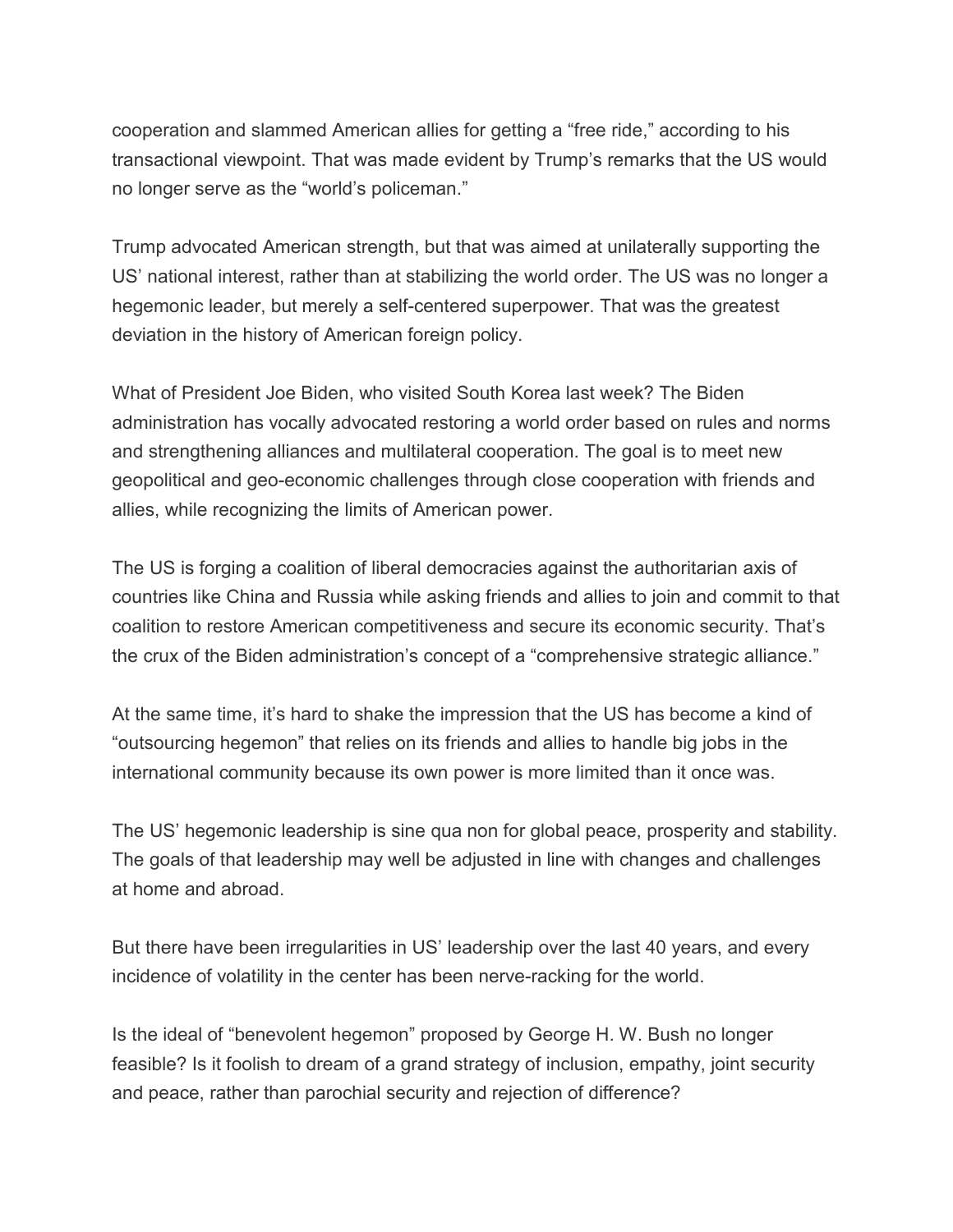cooperation and slammed American allies for getting a "free ride," according to his transactional viewpoint. That was made evident by Trump's remarks that the US would no longer serve as the "world's policeman."

Trump advocated American strength, but that was aimed at unilaterally supporting the US' national interest, rather than at stabilizing the world order. The US was no longer a hegemonic leader, but merely a self-centered superpower. That was the greatest deviation in the history of American foreign policy.

What of President Joe Biden, who visited South Korea last week? The Biden administration has vocally advocated restoring a world order based on rules and norms and strengthening alliances and multilateral cooperation. The goal is to meet new geopolitical and geo-economic challenges through close cooperation with friends and allies, while recognizing the limits of American power.

The US is forging a coalition of liberal democracies against the authoritarian axis of countries like China and Russia while asking friends and allies to join and commit to that coalition to restore American competitiveness and secure its economic security. That's the crux of the Biden administration's concept of a "comprehensive strategic alliance."

At the same time, it's hard to shake the impression that the US has become a kind of "outsourcing hegemon" that relies on its friends and allies to handle big jobs in the international community because its own power is more limited than it once was.

The US' hegemonic leadership is sine qua non for global peace, prosperity and stability. The goals of that leadership may well be adjusted in line with changes and challenges at home and abroad.

But there have been irregularities in US' leadership over the last 40 years, and every incidence of volatility in the center has been nerve-racking for the world.

Is the ideal of "benevolent hegemon" proposed by George H. W. Bush no longer feasible? Is it foolish to dream of a grand strategy of inclusion, empathy, joint security and peace, rather than parochial security and rejection of difference?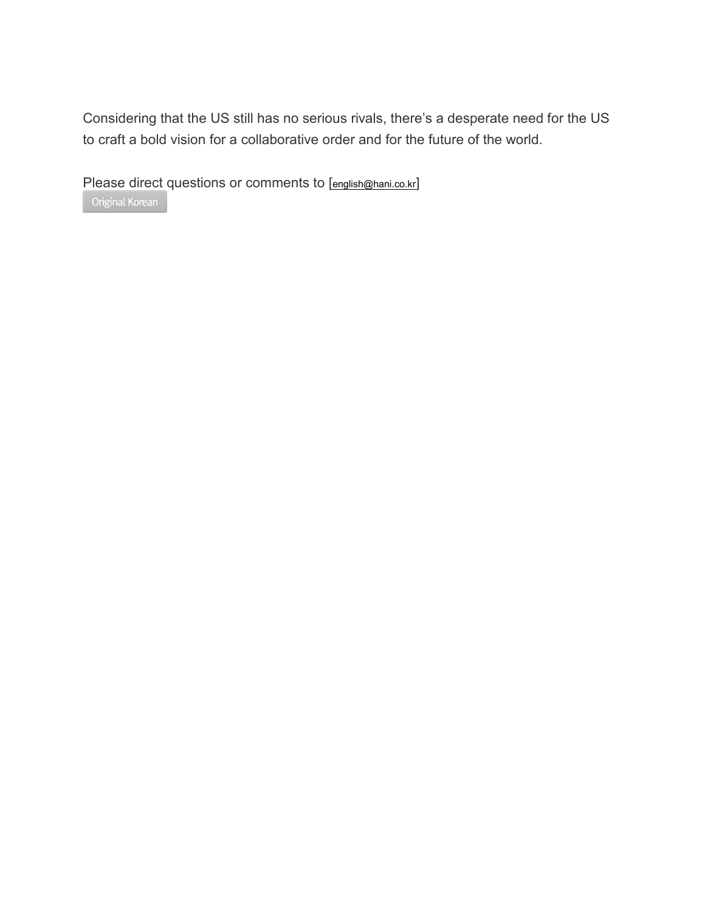Considering that the US still has no serious rivals, there's a desperate need for the US to craft a bold vision for a collaborative order and for the future of the world.

Please direct questions or comments to [english@hani.co.kr]

Original Korean